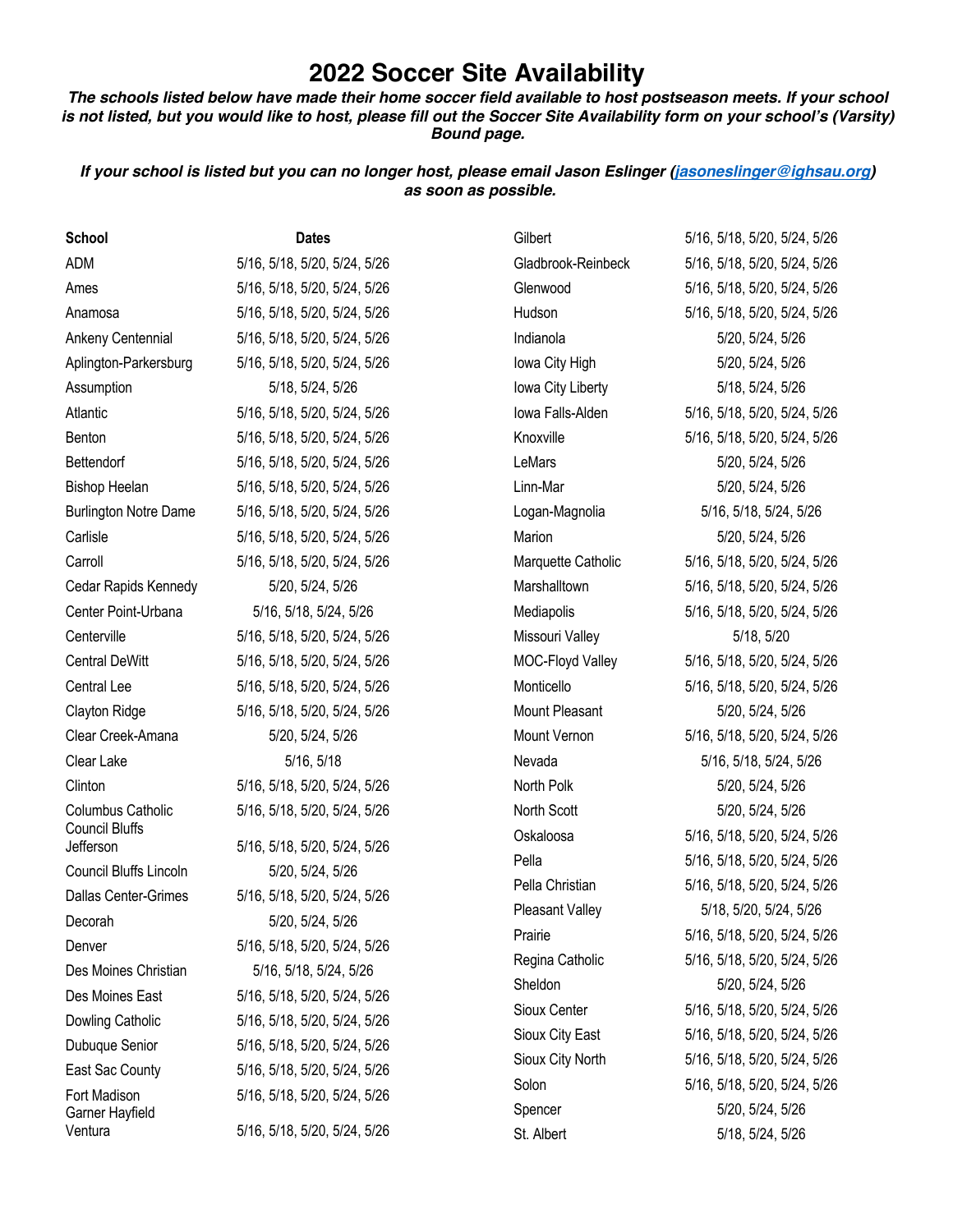# 2022 Soccer Site Availability

***The schools listed below have made their home soccer field available to host postseason meets. If your school is not listed, but you would like to host, please fill out the Soccer Site Availability form on your school's (Varsity) Bound page.***

***If your school is listed but you can no longer host, please email Jason Eslinger ([jasoneslinger@ighsau.org](mailto:jasoneslinger@ighsau.org)) as soon as possible.***

| School | Dates |
|---|---|
| ADM | 5/16, 5/18, 5/20, 5/24, 5/26 |
| Ames | 5/16, 5/18, 5/20, 5/24, 5/26 |
| Anamosa | 5/16, 5/18, 5/20, 5/24, 5/26 |
| Ankeny Centennial | 5/16, 5/18, 5/20, 5/24, 5/26 |
| Aplington-Parkersburg | 5/16, 5/18, 5/20, 5/24, 5/26 |
| Assumption | 5/18, 5/24, 5/26 |
| Atlantic | 5/16, 5/18, 5/20, 5/24, 5/26 |
| Benton | 5/16, 5/18, 5/20, 5/24, 5/26 |
| Bettendorf | 5/16, 5/18, 5/20, 5/24, 5/26 |
| Bishop Heelan | 5/16, 5/18, 5/20, 5/24, 5/26 |
| Burlington Notre Dame | 5/16, 5/18, 5/20, 5/24, 5/26 |
| Carlisle | 5/16, 5/18, 5/20, 5/24, 5/26 |
| Carroll | 5/16, 5/18, 5/20, 5/24, 5/26 |
| Cedar Rapids Kennedy | 5/20, 5/24, 5/26 |
| Center Point-Urbana | 5/16, 5/18, 5/24, 5/26 |
| Centerville | 5/16, 5/18, 5/20, 5/24, 5/26 |
| Central DeWitt | 5/16, 5/18, 5/20, 5/24, 5/26 |
| Central Lee | 5/16, 5/18, 5/20, 5/24, 5/26 |
| Clayton Ridge | 5/16, 5/18, 5/20, 5/24, 5/26 |
| Clear Creek-Amana | 5/20, 5/24, 5/26 |
| Clear Lake | 5/16, 5/18 |
| Clinton | 5/16, 5/18, 5/20, 5/24, 5/26 |
| Columbus Catholic | 5/16, 5/18, 5/20, 5/24, 5/26 |
| Council Bluffs Jefferson | 5/16, 5/18, 5/20, 5/24, 5/26 |
| Council Bluffs Lincoln | 5/20, 5/24, 5/26 |
| Dallas Center-Grimes | 5/16, 5/18, 5/20, 5/24, 5/26 |
| Decorah | 5/20, 5/24, 5/26 |
| Denver | 5/16, 5/18, 5/20, 5/24, 5/26 |
| Des Moines Christian | 5/16, 5/18, 5/24, 5/26 |
| Des Moines East | 5/16, 5/18, 5/20, 5/24, 5/26 |
| Dowling Catholic | 5/16, 5/18, 5/20, 5/24, 5/26 |
| Dubuque Senior | 5/16, 5/18, 5/20, 5/24, 5/26 |
| East Sac County | 5/16, 5/18, 5/20, 5/24, 5/26 |
| Fort Madison | 5/16, 5/18, 5/20, 5/24, 5/26 |
| Garner Hayfield Ventura | 5/16, 5/18, 5/20, 5/24, 5/26 |
| Gilbert | 5/16, 5/18, 5/20, 5/24, 5/26 |
| Gladbrook-Reinbeck | 5/16, 5/18, 5/20, 5/24, 5/26 |
| Glenwood | 5/16, 5/18, 5/20, 5/24, 5/26 |
| Hudson | 5/16, 5/18, 5/20, 5/24, 5/26 |
| Indianola | 5/20, 5/24, 5/26 |
| Iowa City High | 5/20, 5/24, 5/26 |
| Iowa City Liberty | 5/18, 5/24, 5/26 |
| Iowa Falls-Alden | 5/16, 5/18, 5/20, 5/24, 5/26 |
| Knoxville | 5/16, 5/18, 5/20, 5/24, 5/26 |
| LeMars | 5/20, 5/24, 5/26 |
| Linn-Mar | 5/20, 5/24, 5/26 |
| Logan-Magnolia | 5/16, 5/18, 5/24, 5/26 |
| Marion | 5/20, 5/24, 5/26 |
| Marquette Catholic | 5/16, 5/18, 5/20, 5/24, 5/26 |
| Marshalltown | 5/16, 5/18, 5/20, 5/24, 5/26 |
| Mediapolis | 5/16, 5/18, 5/20, 5/24, 5/26 |
| Missouri Valley | 5/18, 5/20 |
| MOC-Floyd Valley | 5/16, 5/18, 5/20, 5/24, 5/26 |
| Monticello | 5/16, 5/18, 5/20, 5/24, 5/26 |
| Mount Pleasant | 5/20, 5/24, 5/26 |
| Mount Vernon | 5/16, 5/18, 5/20, 5/24, 5/26 |
| Nevada | 5/16, 5/18, 5/24, 5/26 |
| North Polk | 5/20, 5/24, 5/26 |
| North Scott | 5/20, 5/24, 5/26 |
| Oskaloosa | 5/16, 5/18, 5/20, 5/24, 5/26 |
| Pella | 5/16, 5/18, 5/20, 5/24, 5/26 |
| Pella Christian | 5/16, 5/18, 5/20, 5/24, 5/26 |
| Pleasant Valley | 5/18, 5/20, 5/24, 5/26 |
| Prairie | 5/16, 5/18, 5/20, 5/24, 5/26 |
| Regina Catholic | 5/16, 5/18, 5/20, 5/24, 5/26 |
| Sheldon | 5/20, 5/24, 5/26 |
| Sioux Center | 5/16, 5/18, 5/20, 5/24, 5/26 |
| Sioux City East | 5/16, 5/18, 5/20, 5/24, 5/26 |
| Sioux City North | 5/16, 5/18, 5/20, 5/24, 5/26 |
| Solon | 5/16, 5/18, 5/20, 5/24, 5/26 |
| Spencer | 5/20, 5/24, 5/26 |
| St. Albert | 5/18, 5/24, 5/26 |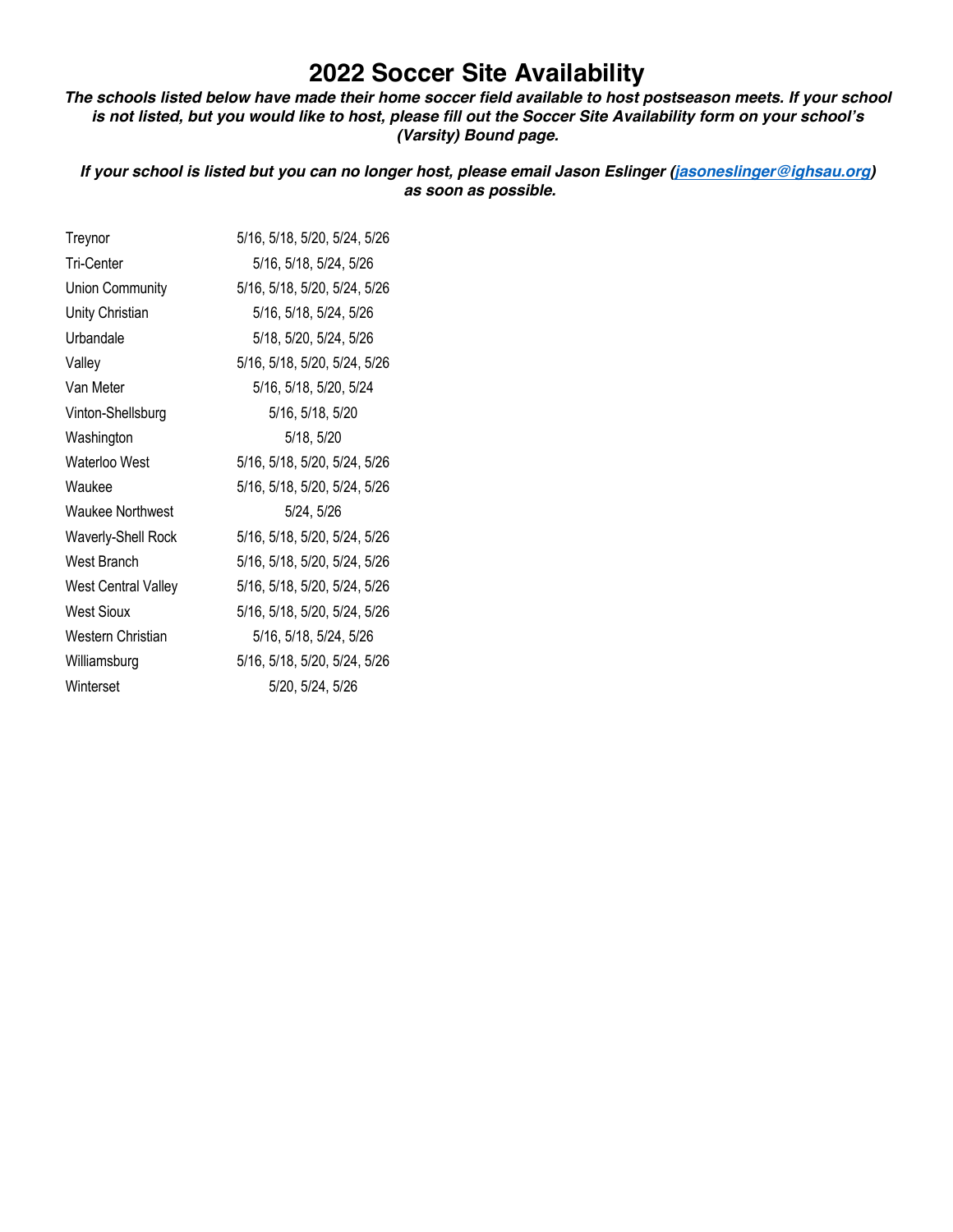# 2022 Soccer Site Availability

***The schools listed below have made their home soccer field available to host postseason meets. If your school is not listed, but you would like to host, please fill out the Soccer Site Availability form on your school's (Varsity) Bound page.***

***If your school is listed but you can no longer host, please email Jason Eslinger (jasoneslinger@ighsau.org) as soon as possible.***

| | |
|---|---|
| Treynor | 5/16, 5/18, 5/20, 5/24, 5/26 |
| Tri-Center | 5/16, 5/18, 5/24, 5/26 |
| Union Community | 5/16, 5/18, 5/20, 5/24, 5/26 |
| Unity Christian | 5/16, 5/18, 5/24, 5/26 |
| Urbandale | 5/18, 5/20, 5/24, 5/26 |
| Valley | 5/16, 5/18, 5/20, 5/24, 5/26 |
| Van Meter | 5/16, 5/18, 5/20, 5/24 |
| Vinton-Shellsburg | 5/16, 5/18, 5/20 |
| Washington | 5/18, 5/20 |
| Waterloo West | 5/16, 5/18, 5/20, 5/24, 5/26 |
| Waukee | 5/16, 5/18, 5/20, 5/24, 5/26 |
| Waukee Northwest | 5/24, 5/26 |
| Waverly-Shell Rock | 5/16, 5/18, 5/20, 5/24, 5/26 |
| West Branch | 5/16, 5/18, 5/20, 5/24, 5/26 |
| West Central Valley | 5/16, 5/18, 5/20, 5/24, 5/26 |
| West Sioux | 5/16, 5/18, 5/20, 5/24, 5/26 |
| Western Christian | 5/16, 5/18, 5/24, 5/26 |
| Williamsburg | 5/16, 5/18, 5/20, 5/24, 5/26 |
| Winterset | 5/20, 5/24, 5/26 |